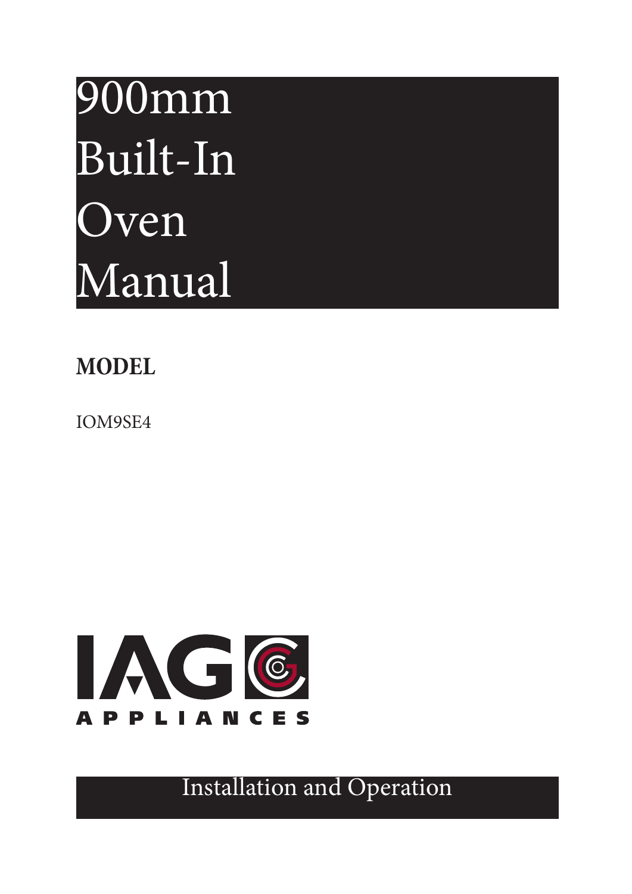# 900mm Built-In Oven Manual

**MODEL**

IOM9SE4

IAG APPLIANCES

Installation and Operation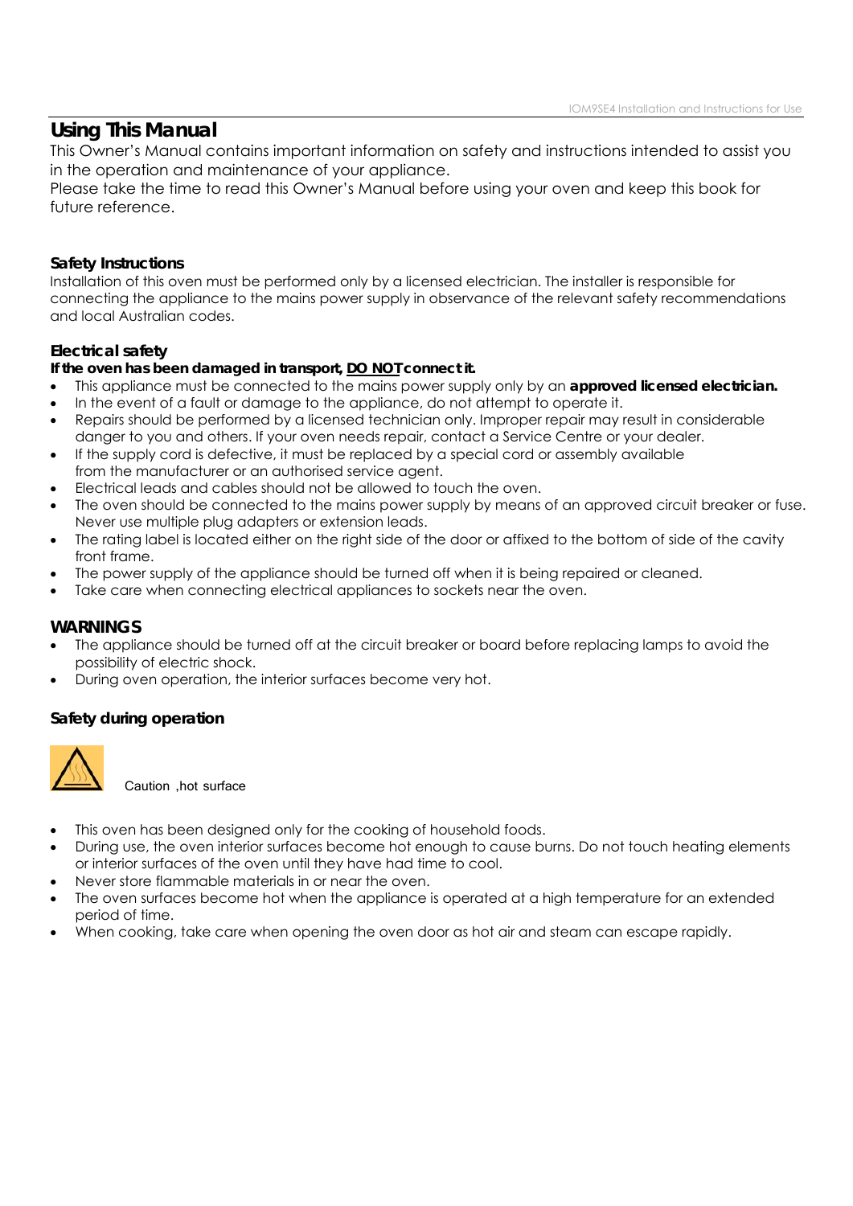## Using This Manual

This Owner's Manual contains important information on safety and instructions intended to assist you in the operation and maintenance of your appliance.

Please take the time to read this Owner's Manual before using your oven and keep this book for future reference.

### Safety Instructions

Installation of this oven must be performed only by a licensed electrician. The installer is responsible for connecting the appliance to the mains power supply in observance of the relevant safety recommendations and local Australian codes.

### Electrical safety

**If the oven has been damaged in transport, DO NOT connect it.**

- This appliance must be connected to the mains power supply only by an **approved licensed electrician.**
- In the event of a fault or damage to the appliance, do not attempt to operate it.
- Repairs should be performed by a licensed technician only. Improper repair may result in considerable danger to you and others. If your oven needs repair, contact a Service Centre or your dealer.
- If the supply cord is defective, it must be replaced by a special cord or assembly available from the manufacturer or an authorised service agent.
- Electrical leads and cables should not be allowed to touch the oven.
- The oven should be connected to the mains power supply by means of an approved circuit breaker or fuse. Never use multiple plug adapters or extension leads.
- The rating label is located either on the right side of the door or affixed to the bottom of side of the cavity front frame.
- The power supply of the appliance should be turned off when it is being repaired or cleaned.
- Take care when connecting electrical appliances to sockets near the oven.

### WARNINGS

- The appliance should be turned off at the circuit breaker or board before replacing lamps to avoid the possibility of electric shock.
- During oven operation, the interior surfaces become very hot.

### Safety during operation

Caution ,hot surface

- This oven has been designed only for the cooking of household foods.
- During use, the oven interior surfaces become hot enough to cause burns. Do not touch heating elements or interior surfaces of the oven until they have had time to cool.
- Never store flammable materials in or near the oven.
- The oven surfaces become hot when the appliance is operated at a high temperature for an extended period of time.
- When cooking, take care when opening the oven door as hot air and steam can escape rapidly.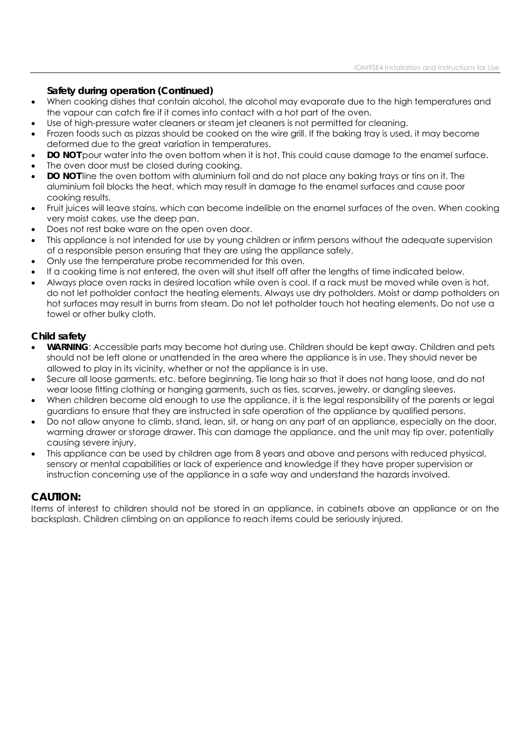### Safety during operation (Continued)

- When cooking dishes that contain alcohol, the alcohol may evaporate due to the high temperatures and the vapour can catch fire if it comes into contact with a hot part of the oven.
- Use of high-pressure water cleaners or steam jet cleaners is not permitted for cleaning.
- Frozen foods such as pizzas should be cooked on the wire grill. If the baking tray is used, it may become deformed due to the great variation in temperatures.
- **DO NOT** pour water into the oven bottom when it is hot. This could cause damage to the enamel surface.
- The oven door must be closed during cooking.
- **DO NOT** line the oven bottom with aluminium foil and do not place any baking trays or tins on it. The aluminium foil blocks the heat, which may result in damage to the enamel surfaces and cause poor cooking results.
- Fruit juices will leave stains, which can become indelible on the enamel surfaces of the oven. When cooking very moist cakes, use the deep pan.
- Does not rest bake ware on the open oven door.
- This appliance is not intended for use by young children or infirm persons without the adequate supervision of a responsible person ensuring that they are using the appliance safely.
- Only use the temperature probe recommended for this oven.
- If a cooking time is not entered, the oven will shut itself off after the lengths of time indicated below.
- Always place oven racks in desired location while oven is cool. If a rack must be moved while oven is hot, do not let potholder contact the heating elements. Always use dry potholders. Moist or damp potholders on hot surfaces may result in burns from steam. Do not let potholder touch hot heating elements. Do not use a towel or other bulky cloth.

### Child safety

- **WARNING**: Accessible parts may become hot during use. Children should be kept away. Children and pets should not be left alone or unattended in the area where the appliance is in use. They should never be allowed to play in its vicinity, whether or not the appliance is in use.
- Secure all loose garments, etc. before beginning. Tie long hair so that it does not hang loose, and do not wear loose fitting clothing or hanging garments, such as ties, scarves, jewelry, or dangling sleeves.
- When children become old enough to use the appliance, it is the legal responsibility of the parents or legal guardians to ensure that they are instructed in safe operation of the appliance by qualified persons.
- Do not allow anyone to climb, stand, lean, sit, or hang on any part of an appliance, especially on the door, warming drawer or storage drawer. This can damage the appliance, and the unit may tip over, potentially causing severe injury.
- This appliance can be used by children age from 8 years and above and persons with reduced physical, sensory or mental capabilities or lack of experience and knowledge if they have proper supervision or instruction concerning use of the appliance in a safe way and understand the hazards involved.

## CAUTION:

Items of interest to children should not be stored in an appliance, in cabinets above an appliance or on the backsplash. Children climbing on an appliance to reach items could be seriously injured.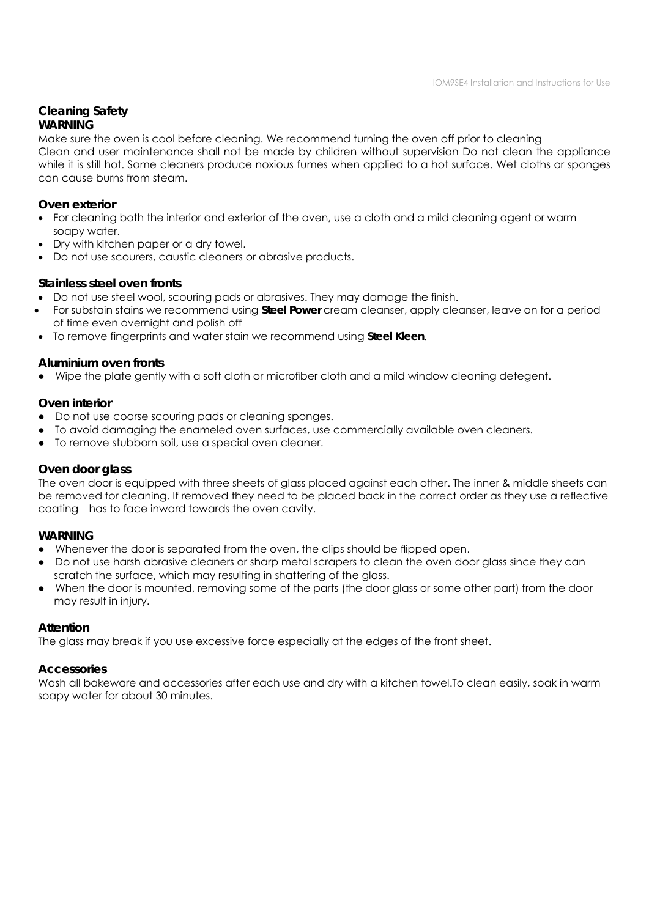## Cleaning Safety

**WARNING**

Make sure the oven is cool before cleaning. We recommend turning the oven off prior to cleaning
Clean and user maintenance shall not be made by children without supervision Do not clean the appliance while it is still hot. Some cleaners produce noxious fumes when applied to a hot surface. Wet cloths or sponges can cause burns from steam.

### Oven exterior

- For cleaning both the interior and exterior of the oven, use a cloth and a mild cleaning agent or warm soapy water.
- Dry with kitchen paper or a dry towel.
- Do not use scourers, caustic cleaners or abrasive products.

### Stainless steel oven fronts

- Do not use steel wool, scouring pads or abrasives. They may damage the finish.
- For substain stains we recommend using **Steel Power** cream cleanser, apply cleanser, leave on for a period of time even overnight and polish off
- To remove fingerprints and water stain we recommend using **Steel Kleen**.

### Aluminium oven fronts

- Wipe the plate gently with a soft cloth or microfiber cloth and a mild window cleaning detegent.

### Oven interior

- Do not use coarse scouring pads or cleaning sponges.
- To avoid damaging the enameled oven surfaces, use commercially available oven cleaners.
- To remove stubborn soil, use a special oven cleaner.

### Oven door glass

The oven door is equipped with three sheets of glass placed against each other. The inner & middle sheets can be removed for cleaning. If removed they need to be placed back in the correct order as they use a reflective coating has to face inward towards the oven cavity.

**WARNING**

- Whenever the door is separated from the oven, the clips should be flipped open.
- Do not use harsh abrasive cleaners or sharp metal scrapers to clean the oven door glass since they can scratch the surface, which may resulting in shattering of the glass.
- When the door is mounted, removing some of the parts (the door glass or some other part) from the door may result in injury.

**Attention**

The glass may break if you use excessive force especially at the edges of the front sheet.

### Accessories

Wash all bakeware and accessories after each use and dry with a kitchen towel.To clean easily, soak in warm soapy water for about 30 minutes.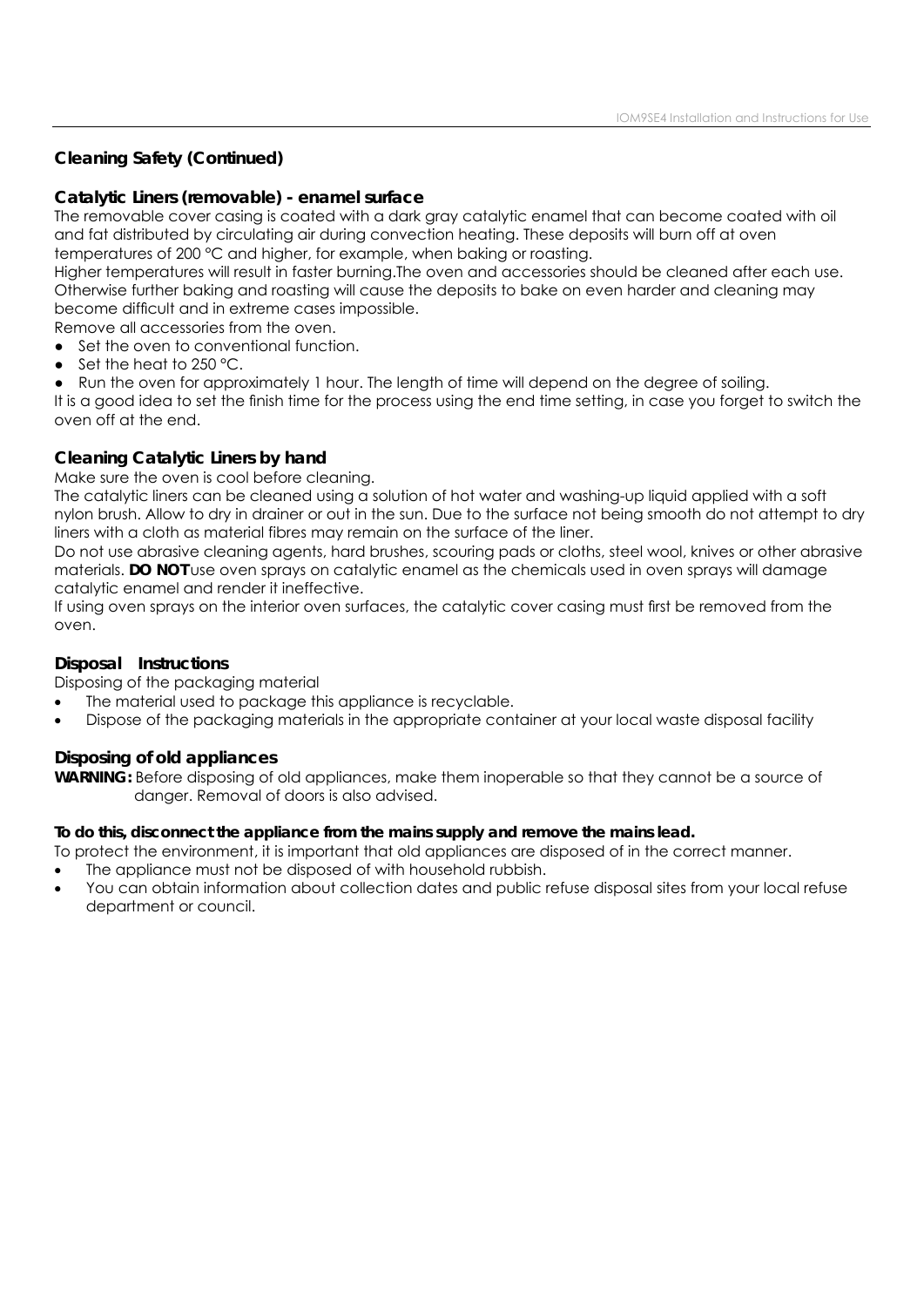## Cleaning Safety (Continued)

### Catalytic Liners (removable) - enamel surface

The removable cover casing is coated with a dark gray catalytic enamel that can become coated with oil and fat distributed by circulating air during convection heating. These deposits will burn off at oven temperatures of 200 °C and higher, for example, when baking or roasting.

Higher temperatures will result in faster burning.The oven and accessories should be cleaned after each use. Otherwise further baking and roasting will cause the deposits to bake on even harder and cleaning may become difficult and in extreme cases impossible.

Remove all accessories from the oven.

- Set the oven to conventional function.
- Set the heat to 250 °C.
- Run the oven for approximately 1 hour. The length of time will depend on the degree of soiling.

It is a good idea to set the finish time for the process using the end time setting, in case you forget to switch the oven off at the end.

### Cleaning Catalytic Liners by hand

Make sure the oven is cool before cleaning.

The catalytic liners can be cleaned using a solution of hot water and washing-up liquid applied with a soft nylon brush. Allow to dry in drainer or out in the sun. Due to the surface not being smooth do not attempt to dry liners with a cloth as material fibres may remain on the surface of the liner.

Do not use abrasive cleaning agents, hard brushes, scouring pads or cloths, steel wool, knives or other abrasive materials. **DO NOT**use oven sprays on catalytic enamel as the chemicals used in oven sprays will damage catalytic enamel and render it ineffective.

If using oven sprays on the interior oven surfaces, the catalytic cover casing must first be removed from the oven.

### Disposal Instructions

Disposing of the packaging material

- The material used to package this appliance is recyclable.
- Dispose of the packaging materials in the appropriate container at your local waste disposal facility

### Disposing of old appliances

**WARNING:** Before disposing of old appliances, make them inoperable so that they cannot be a source of danger. Removal of doors is also advised.

**To do this, disconnect the appliance from the mains supply and remove the mains lead.**

To protect the environment, it is important that old appliances are disposed of in the correct manner.

- The appliance must not be disposed of with household rubbish.
- You can obtain information about collection dates and public refuse disposal sites from your local refuse department or council.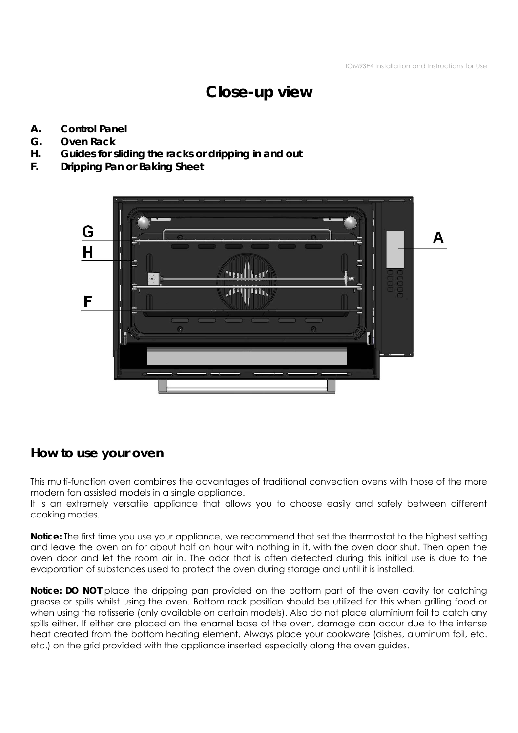# Close-up view

- **A. Control Panel**
- **G. Oven Rack**
- **H. Guides for sliding the racks or dripping in and out**
- **F. Dripping Pan or Baking Sheet**

## How to use your oven

This multi-function oven combines the advantages of traditional convection ovens with those of the more modern fan assisted models in a single appliance.
It is an extremely versatile appliance that allows you to choose easily and safely between different cooking modes.

**Notice:** The first time you use your appliance, we recommend that set the thermostat to the highest setting and leave the oven on for about half an hour with nothing in it, with the oven door shut. Then open the oven door and let the room air in. The odor that is often detected during this initial use is due to the evaporation of substances used to protect the oven during storage and until it is installed.

**Notice: DO NOT** place the dripping pan provided on the bottom part of the oven cavity for catching grease or spills whilst using the oven. Bottom rack position should be utilized for this when grilling food or when using the rotisserie (only available on certain models). Also do not place aluminium foil to catch any spills either. If either are placed on the enamel base of the oven, damage can occur due to the intense heat created from the bottom heating element. Always place your cookware (dishes, aluminum foil, etc. etc.) on the grid provided with the appliance inserted especially along the oven guides.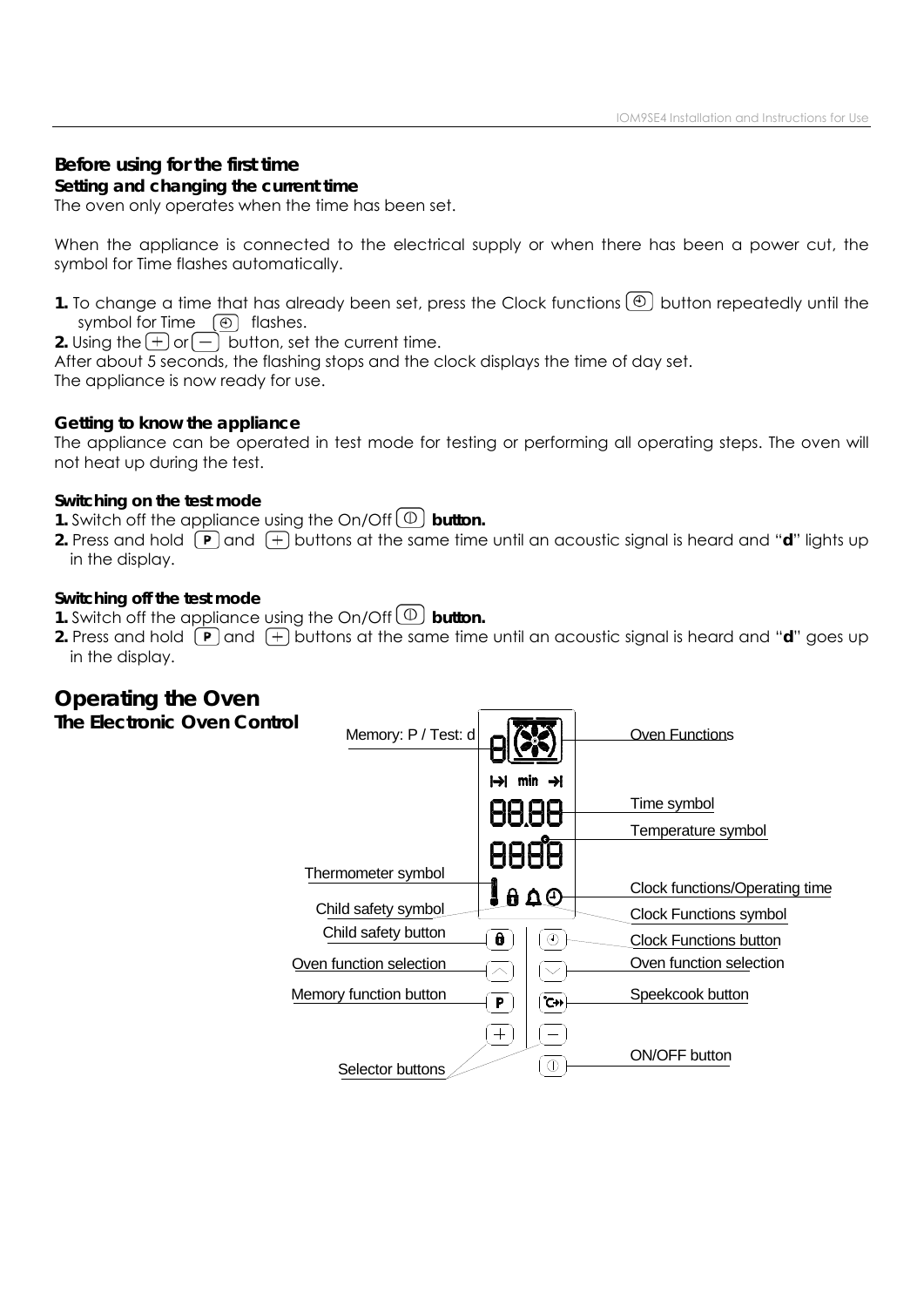## Before using for the first time

### Setting and changing the current time

The oven only operates when the time has been set.

When the appliance is connected to the electrical supply or when there has been a power cut, the symbol for Time flashes automatically.

**1.** To change a time that has already been set, press the Clock functions button repeatedly until the symbol for Time flashes.
**2.** Using the + or − button, set the current time.
After about 5 seconds, the flashing stops and the clock displays the time of day set.
The appliance is now ready for use.

### Getting to know the appliance

The appliance can be operated in test mode for testing or performing all operating steps. The oven will not heat up during the test.

**Switching on the test mode**

**1.** Switch off the appliance using the On/Off **button.**
**2.** Press and hold P and + buttons at the same time until an acoustic signal is heard and "**d**" lights up in the display.

**Switching off the test mode**

**1.** Switch off the appliance using the On/Off **button.**
**2.** Press and hold P and + buttons at the same time until an acoustic signal is heard and "**d**" goes up in the display.

## Operating the Oven

### The Electronic Oven Control

- Memory: P / Test: d
- Oven Functions
- Time symbol
- Temperature symbol
- Thermometer symbol
- Clock functions/Operating time
- Child safety symbol
- Clock Functions symbol
- Child safety button
- Clock Functions button
- Oven function selection
- Oven function selection
- Memory function button
- Speekcook button
- ON/OFF button
- Selector buttons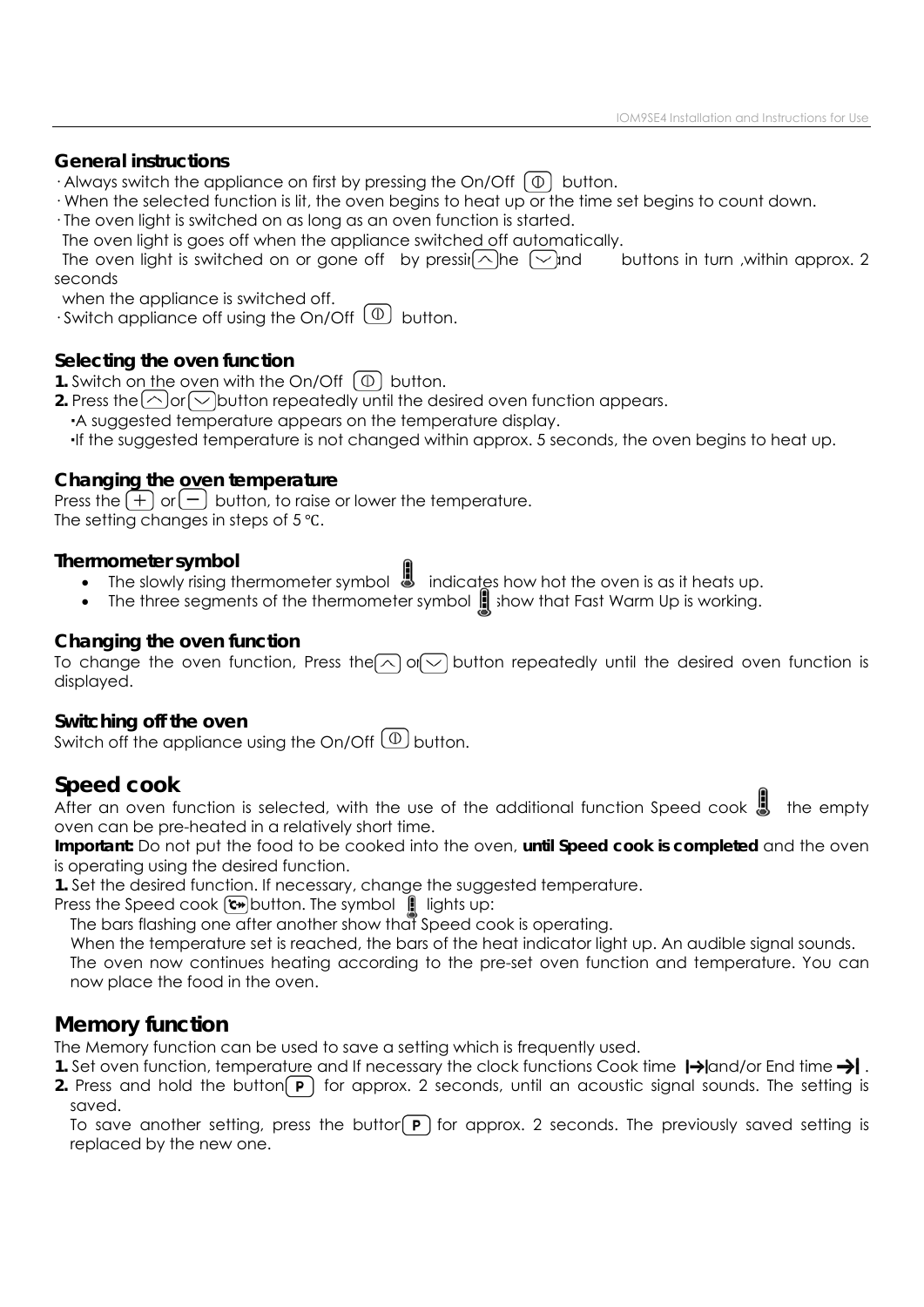## General instructions

· Always switch the appliance on first by pressing the On/Off (⏻) button.
· When the selected function is lit, the oven begins to heat up or the time set begins to count down.
· The oven light is switched on as long as an oven function is started.
  The oven light is goes off when the appliance switched off automatically.
  The oven light is switched on or gone off by pressing the (⌃) and (⌄) buttons in turn ,within approx. 2 seconds
  when the appliance is switched off.
· Switch appliance off using the On/Off (⏻) button.

## Selecting the oven function

**1.** Switch on the oven with the On/Off (⏻) button.
**2.** Press the (⌃) or (⌄) button repeatedly until the desired oven function appears.
  ▪A suggested temperature appears on the temperature display.
  ▪If the suggested temperature is not changed within approx. 5 seconds, the oven begins to heat up.

## Changing the oven temperature

Press the (+) or (−) button, to raise or lower the temperature.
The setting changes in steps of 5 ℃.

## Thermometer symbol

- The slowly rising thermometer symbol indicates how hot the oven is as it heats up.
- The three segments of the thermometer symbol show that Fast Warm Up is working.

## Changing the oven function

To change the oven function, Press the (⌃) or (⌄) button repeatedly until the desired oven function is displayed.

## Switching off the oven

Switch off the appliance using the On/Off (⏻) button.

# Speed cook

After an oven function is selected, with the use of the additional function Speed cook the empty oven can be pre-heated in a relatively short time.

**Important:** Do not put the food to be cooked into the oven, **until Speed cook is completed** and the oven is operating using the desired function.

**1.** Set the desired function. If necessary, change the suggested temperature.
Press the Speed cook button. The symbol lights up:
  The bars flashing one after another show that Speed cook is operating.
  When the temperature set is reached, the bars of the heat indicator light up. An audible signal sounds.
  The oven now continues heating according to the pre-set oven function and temperature. You can now place the food in the oven.

# Memory function

The Memory function can be used to save a setting which is frequently used.

**1.** Set oven function, temperature and If necessary the clock functions Cook time |→| and/or End time →| .
**2.** Press and hold the button (P) for approx. 2 seconds, until an acoustic signal sounds. The setting is saved.
  To save another setting, press the button (P) for approx. 2 seconds. The previously saved setting is replaced by the new one.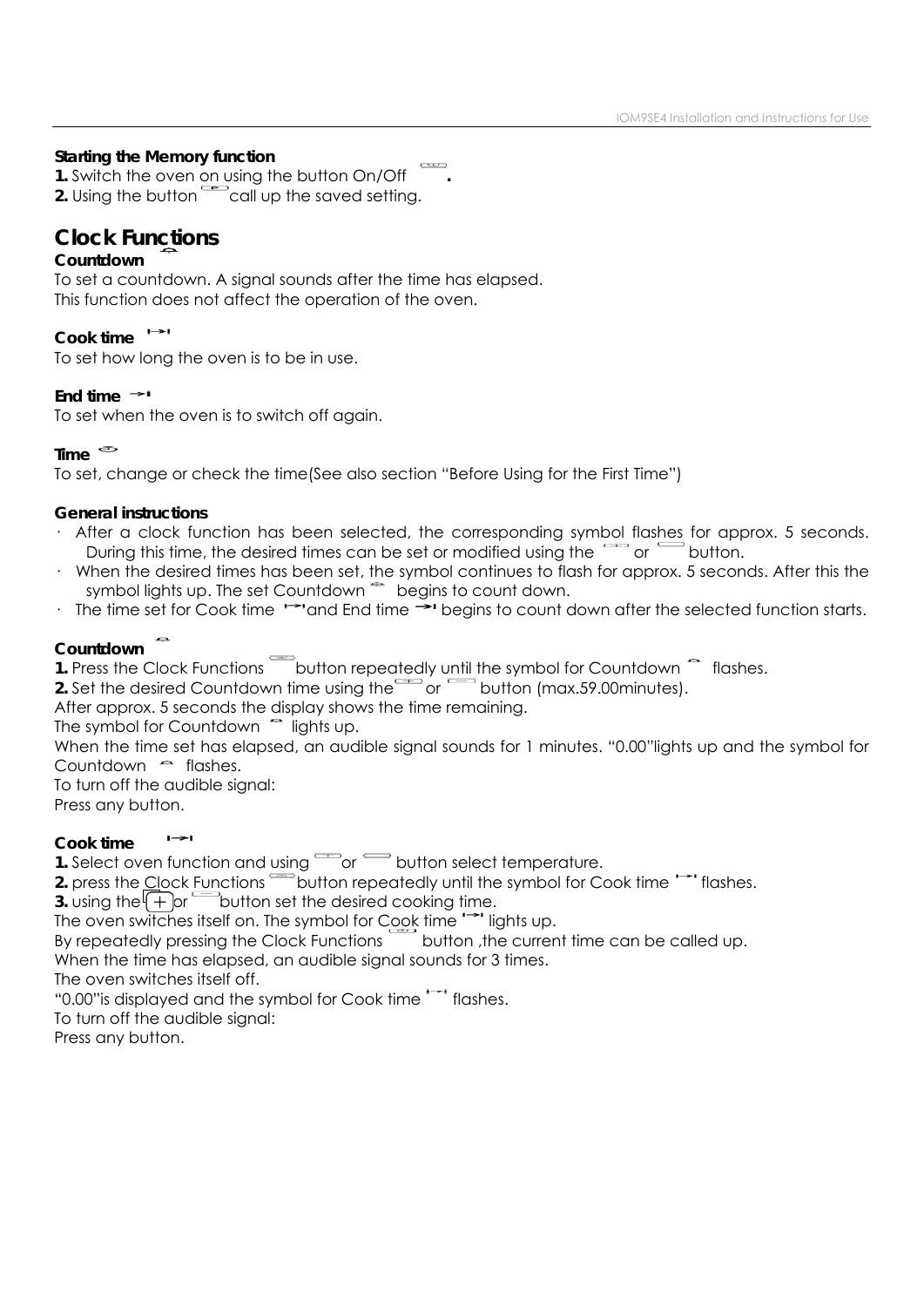**Starting the Memory function**

**1.** Switch the oven on using the button On/Off .

**2.** Using the button call up the saved setting.

## Clock Functions

**Countdown**

To set a countdown. A signal sounds after the time has elapsed.
This function does not affect the operation of the oven.

**Cook time**

To set how long the oven is to be in use.

**End time**

To set when the oven is to switch off again.

**Time**

To set, change or check the time(See also section "Before Using for the First Time")

**General instructions**

- After a clock function has been selected, the corresponding symbol flashes for approx. 5 seconds. During this time, the desired times can be set or modified using the or button.
- When the desired times has been set, the symbol continues to flash for approx. 5 seconds. After this the symbol lights up. The set Countdown begins to count down.
- The time set for Cook time and End time begins to count down after the selected function starts.

**Countdown**

**1.** Press the Clock Functions button repeatedly until the symbol for Countdown flashes.

**2.** Set the desired Countdown time using the or button (max.59.00minutes).

After approx. 5 seconds the display shows the time remaining.
The symbol for Countdown lights up.
When the time set has elapsed, an audible signal sounds for 1 minutes. "0.00"lights up and the symbol for Countdown flashes.
To turn off the audible signal:
Press any button.

**Cook time**

**1.** Select oven function and using or button select temperature.

**2.** press the Clock Functions button repeatedly until the symbol for Cook time flashes.

**3.** using the + or button set the desired cooking time.

The oven switches itself on. The symbol for Cook time lights up.
By repeatedly pressing the Clock Functions button ,the current time can be called up.
When the time has elapsed, an audible signal sounds for 3 times.
The oven switches itself off.
"0.00"is displayed and the symbol for Cook time flashes.
To turn off the audible signal:
Press any button.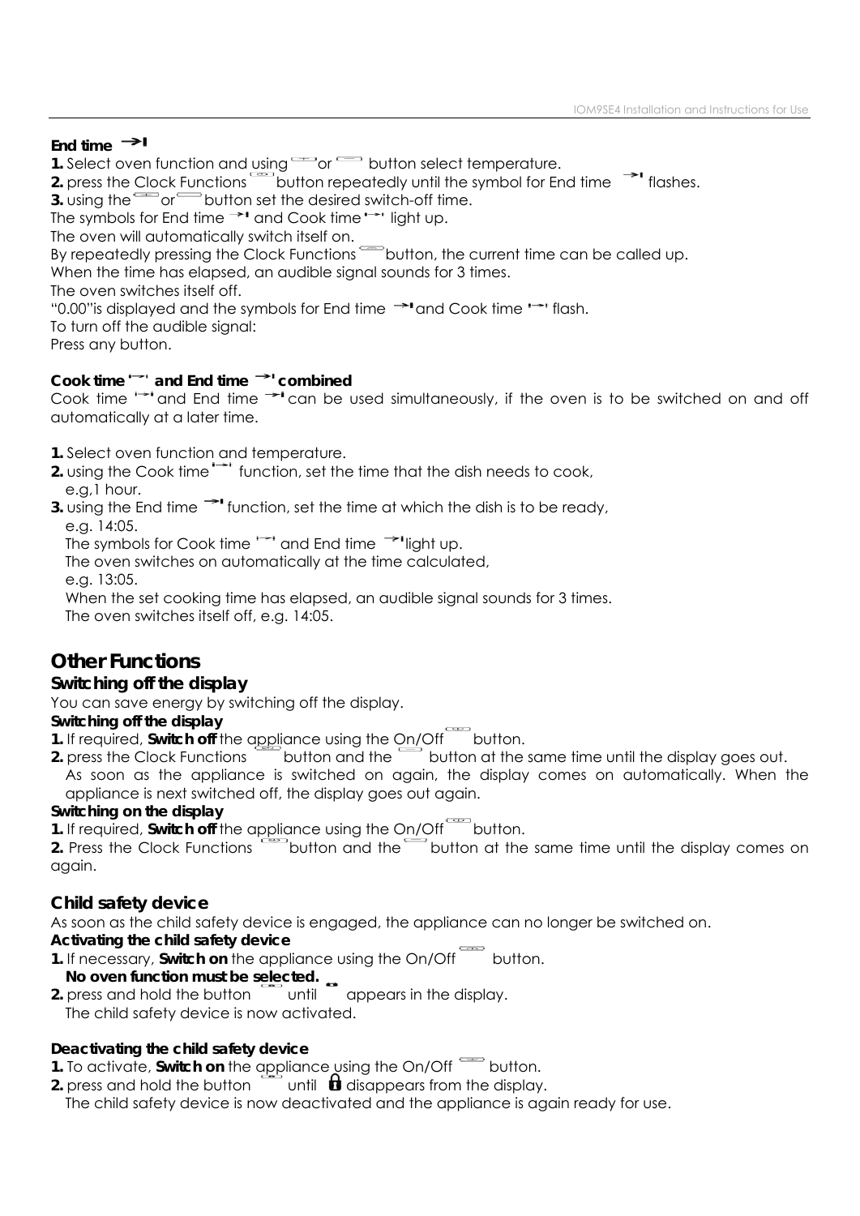### End time →|

**1.** Select oven function and using or button select temperature.
**2.** press the Clock Functions button repeatedly until the symbol for End time →| flashes.
**3.** using the or button set the desired switch-off time.
The symbols for End time →| and Cook time |→| light up.
The oven will automatically switch itself on.
By repeatedly pressing the Clock Functions button, the current time can be called up.
When the time has elapsed, an audible signal sounds for 3 times.
The oven switches itself off.
"0.00"is displayed and the symbols for End time →| and Cook time |→| flash.
To turn off the audible signal:
Press any button.

### Cook time |→| and End time →| combined

Cook time |→| and End time →| can be used simultaneously, if the oven is to be switched on and off automatically at a later time.

**1.** Select oven function and temperature.
**2.** using the Cook time |→| function, set the time that the dish needs to cook, e.g,1 hour.
**3.** using the End time →| function, set the time at which the dish is to be ready, e.g. 14:05.
The symbols for Cook time |→| and End time →| light up.
The oven switches on automatically at the time calculated, e.g. 13:05.
When the set cooking time has elapsed, an audible signal sounds for 3 times.
The oven switches itself off, e.g. 14:05.

## Other Functions

### Switching off the display

You can save energy by switching off the display.

**Switching off the display**

**1.** If required, **Switch off** the appliance using the On/Off button.
**2.** press the Clock Functions button and the button at the same time until the display goes out.
As soon as the appliance is switched on again, the display comes on automatically. When the appliance is next switched off, the display goes out again.

**Switching on the display**

**1.** If required, **Switch off** the appliance using the On/Off button.
**2.** Press the Clock Functions button and the button at the same time until the display comes on again.

### Child safety device

As soon as the child safety device is engaged, the appliance can no longer be switched on.

**Activating the child safety device**

**1.** If necessary, **Switch on** the appliance using the On/Off button.
**No oven function must be selected.**
**2.** press and hold the button until appears in the display.
The child safety device is now activated.

**Deactivating the child safety device**

**1.** To activate, **Switch on** the appliance using the On/Off button.
**2.** press and hold the button until 🔒 disappears from the display.
The child safety device is now deactivated and the appliance is again ready for use.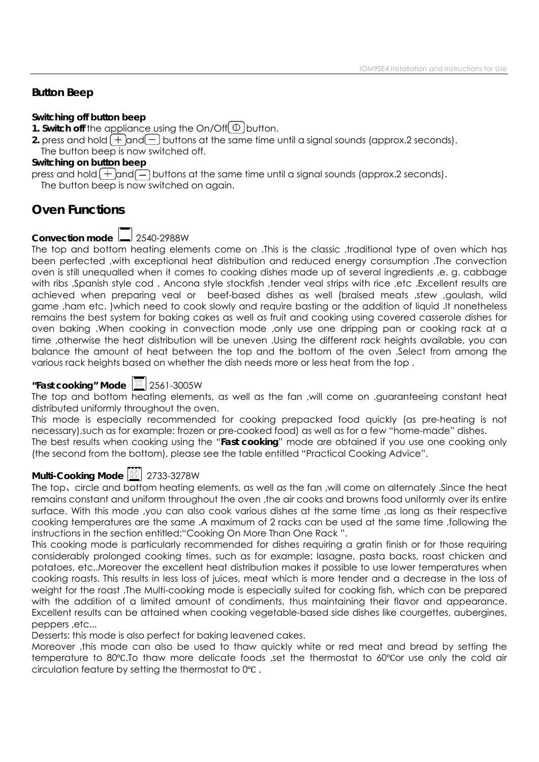## Button Beep

**Switching off button beep**

**1. Switch off** the appliance using the On/Off(①) button.

**2.** press and hold (+) and (−) buttons at the same time until a signal sounds (approx.2 seconds).
The button beep is now switched off.

**Switching on button beep**

press and hold (+) and (−) buttons at the same time until a signal sounds (approx.2 seconds).
The button beep is now switched on again.

## Oven Functions

**Convection mode** 2540-2988W

The top and bottom heating elements come on .This is the classic ,traditional type of oven which has been perfected ,with exceptional heat distribution and reduced energy consumption .The convection oven is still unequalled when it comes to cooking dishes made up of several ingredients ,e. g. cabbage with ribs ,Spanish style cod , Ancona style stockfish ,tender veal strips with rice ,etc .Excellent results are achieved when preparing veal or beef-based dishes as well (braised meats ,stew ,goulash, wild game ,ham etc. )which need to cook slowly and require basting or the addition of liquid .It nonetheless remains the best system for baking cakes as well as fruit and cooking using covered casserole dishes for oven baking .When cooking in convection mode ,only use one dripping pan or cooking rack at a time ,otherwise the heat distribution will be uneven .Using the different rack heights available, you can balance the amount of heat between the top and the bottom of the oven .Select from among the various rack heights based on whether the dish needs more or less heat from the top .

**"Fast cooking" Mode** 2561-3005W

The top and bottom heating elements, as well as the fan ,will come on ,guaranteeing constant heat distributed uniformly throughout the oven.

This mode is especially recommended for cooking prepacked food quickly (as pre-heating is not necessary),such as for example: frozen or pre-cooked food) as well as for a few "home-made" dishes.

The best results when cooking using the "**Fast cooking**" mode are obtained if you use one cooking only (the second from the bottom), please see the table entitled "Practical Cooking Advice".

**Multi-Cooking Mode** 2733-3278W

The top、circle and bottom heating elements, as well as the fan ,will come on alternately .Since the heat remains constant and uniform throughout the oven ,the air cooks and browns food uniformly over its entire surface. With this mode ,you can also cook various dishes at the same time ,as long as their respective cooking temperatures are the same .A maximum of 2 racks can be used at the same time ,following the instructions in the section entitled:"Cooking On More Than One Rack ".

This cooking mode is particularly recommended for dishes requiring a gratin finish or for those requiring considerably prolonged cooking times, such as for example: lasagne, pasta backs, roast chicken and potatoes, etc..Moreover the excellent heat distribution makes it possible to use lower temperatures when cooking roasts. This results in less loss of juices, meat which is more tender and a decrease in the loss of weight for the roast .The Multi-cooking mode is especially suited for cooking fish, which can be prepared with the addition of a limited amount of condiments, thus maintaining their flavor and appearance. Excellent results can be attained when cooking vegetable-based side dishes like courgettes, aubergines, peppers ,etc...

Desserts: this mode is also perfect for baking leavened cakes.

Moreover ,this mode can also be used to thaw quickly white or red meat and bread by setting the temperature to 80℃.To thaw more delicate foods ,set the thermostat to 60℃or use only the cold air circulation feature by setting the thermostat to 0℃ .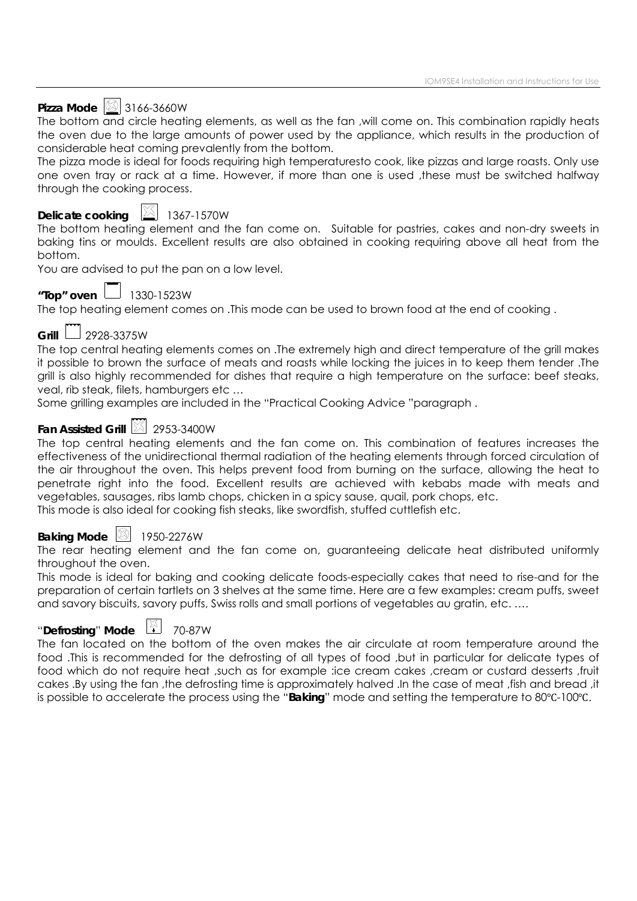**Pizza Mode** 3166-3660W

The bottom and circle heating elements, as well as the fan ,will come on. This combination rapidly heats the oven due to the large amounts of power used by the appliance, which results in the production of considerable heat coming prevalently from the bottom.

The pizza mode is ideal for foods requiring high temperaturesto cook, like pizzas and large roasts. Only use one oven tray or rack at a time. However, if more than one is used ,these must be switched halfway through the cooking process.

**Delicate cooking** 1367-1570W

The bottom heating element and the fan come on. Suitable for pastries, cakes and non-dry sweets in baking tins or moulds. Excellent results are also obtained in cooking requiring above all heat from the bottom.

You are advised to put the pan on a low level.

**"Top" oven** 1330-1523W

The top heating element comes on .This mode can be used to brown food at the end of cooking .

**Grill** 2928-3375W

The top central heating elements comes on .The extremely high and direct temperature of the grill makes it possible to brown the surface of meats and roasts while locking the juices in to keep them tender .The grill is also highly recommended for dishes that require a high temperature on the surface: beef steaks, veal, rib steak, filets, hamburgers etc …

Some grilling examples are included in the "Practical Cooking Advice "paragraph .

**Fan Assisted Grill** 2953-3400W

The top central heating elements and the fan come on. This combination of features increases the effectiveness of the unidirectional thermal radiation of the heating elements through forced circulation of the air throughout the oven. This helps prevent food from burning on the surface, allowing the heat to penetrate right into the food. Excellent results are achieved with kebabs made with meats and vegetables, sausages, ribs lamb chops, chicken in a spicy sause, quail, pork chops, etc.

This mode is also ideal for cooking fish steaks, like swordfish, stuffed cuttlefish etc.

**Baking Mode** 1950-2276W

The rear heating element and the fan come on, guaranteeing delicate heat distributed uniformly throughout the oven.

This mode is ideal for baking and cooking delicate foods-especially cakes that need to rise-and for the preparation of certain tartlets on 3 shelves at the same time. Here are a few examples: cream puffs, sweet and savory biscuits, savory puffs, Swiss rolls and small portions of vegetables au gratin, etc. ….

"**Defrosting**" **Mode** 70-87W

The fan located on the bottom of the oven makes the air circulate at room temperature around the food .This is recommended for the defrosting of all types of food ,but in particular for delicate types of food which do not require heat ,such as for example :ice cream cakes ,cream or custard desserts ,fruit cakes .By using the fan ,the defrosting time is approximately halved .In the case of meat ,fish and bread ,it is possible to accelerate the process using the "**Baking**" mode and setting the temperature to 80℃-100℃.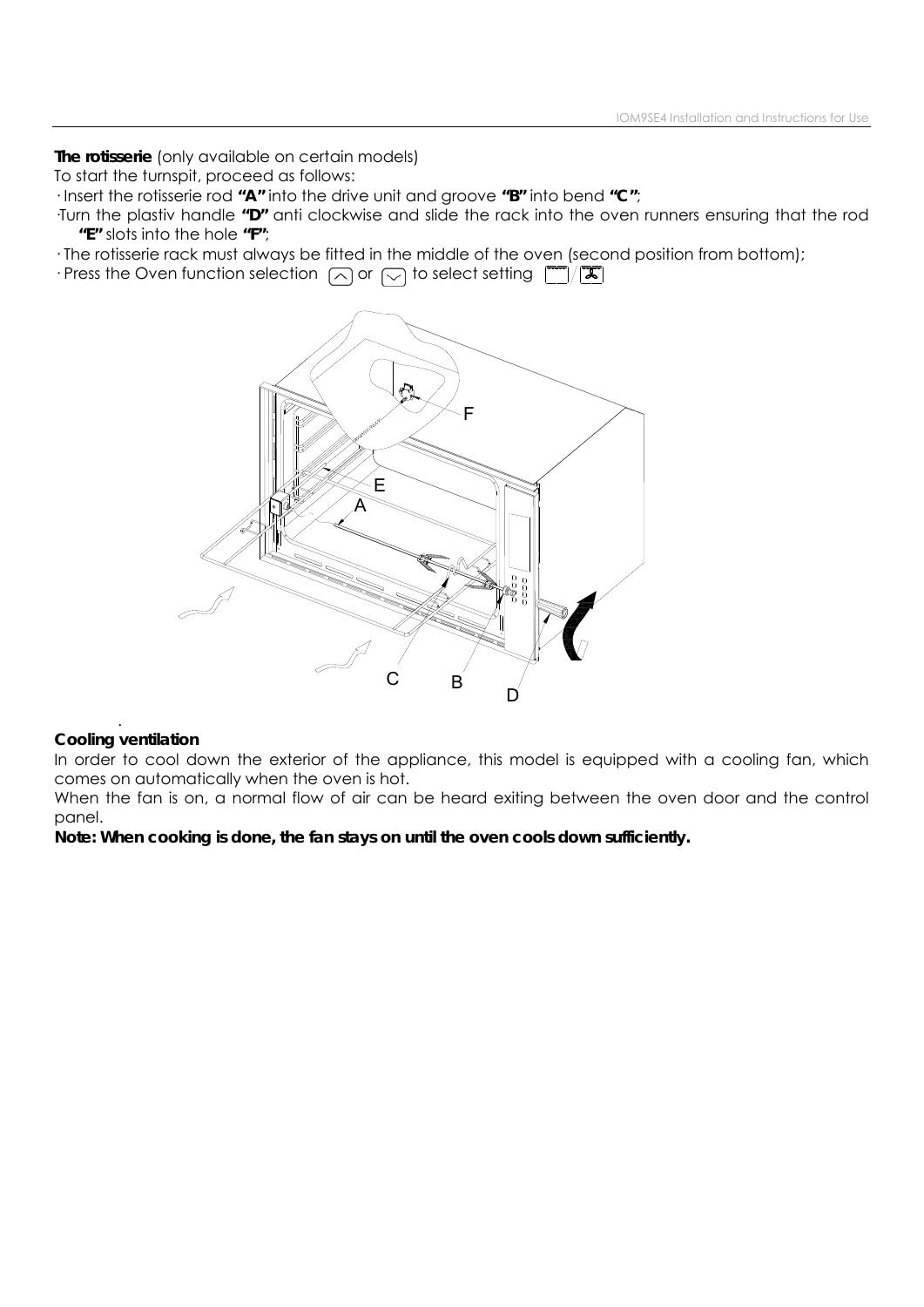**The rotisserie** (only available on certain models)

To start the turnspit, proceed as follows:

- Insert the rotisserie rod **"A"** into the drive unit and groove **"B"** into bend **"C"**;
- Turn the plastiv handle **"D"** anti clockwise and slide the rack into the oven runners ensuring that the rod **"E"** slots into the hole **"F"**;
- The rotisserie rack must always be fitted in the middle of the oven (second position from bottom);
- Press the Oven function selection or to select setting

### Cooling ventilation

In order to cool down the exterior of the appliance, this model is equipped with a cooling fan, which comes on automatically when the oven is hot.

When the fan is on, a normal flow of air can be heard exiting between the oven door and the control panel.

**Note: When cooking is done, the fan stays on until the oven cools down sufficiently.**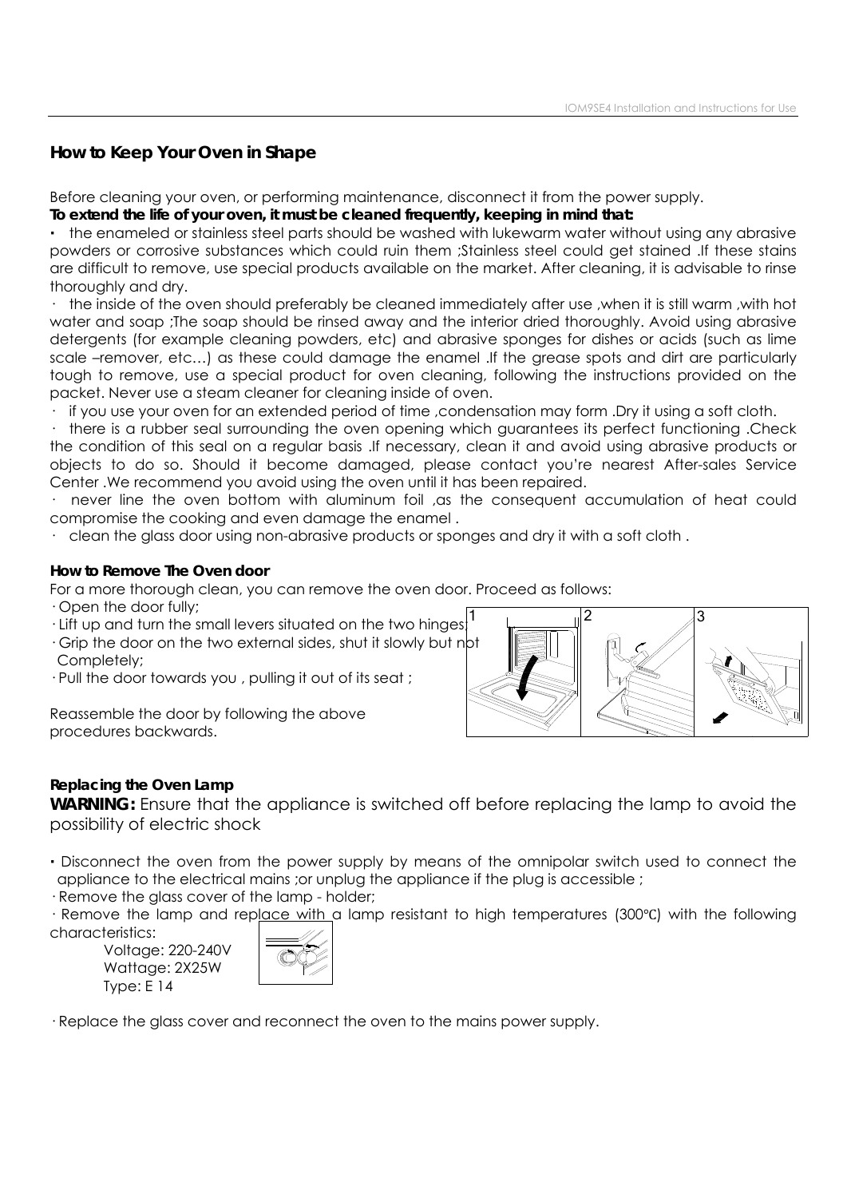## How to Keep Your Oven in Shape

Before cleaning your oven, or performing maintenance, disconnect it from the power supply.

**To extend the life of your oven, it must be cleaned frequently, keeping in mind that:**

- the enameled or stainless steel parts should be washed with lukewarm water without using any abrasive powders or corrosive substances which could ruin them ;Stainless steel could get stained .If these stains are difficult to remove, use special products available on the market. After cleaning, it is advisable to rinse thoroughly and dry.
- the inside of the oven should preferably be cleaned immediately after use ,when it is still warm ,with hot water and soap ;The soap should be rinsed away and the interior dried thoroughly. Avoid using abrasive detergents (for example cleaning powders, etc) and abrasive sponges for dishes or acids (such as lime scale –remover, etc…) as these could damage the enamel .If the grease spots and dirt are particularly tough to remove, use a special product for oven cleaning, following the instructions provided on the packet. Never use a steam cleaner for cleaning inside of oven.
- if you use your oven for an extended period of time ,condensation may form .Dry it using a soft cloth.
- there is a rubber seal surrounding the oven opening which guarantees its perfect functioning .Check the condition of this seal on a regular basis .If necessary, clean it and avoid using abrasive products or objects to do so. Should it become damaged, please contact you're nearest After-sales Service Center .We recommend you avoid using the oven until it has been repaired.
- never line the oven bottom with aluminum foil ,as the consequent accumulation of heat could compromise the cooking and even damage the enamel .
- clean the glass door using non-abrasive products or sponges and dry it with a soft cloth .

### How to Remove The Oven door

For a more thorough clean, you can remove the oven door. Proceed as follows:

- Open the door fully;
- Lift up and turn the small levers situated on the two hinges;
- Grip the door on the two external sides, shut it slowly but not Completely;
- Pull the door towards you , pulling it out of its seat ;

Reassemble the door by following the above procedures backwards.

1 2 3

### Replacing the Oven Lamp

**WARNING:** Ensure that the appliance is switched off before replacing the lamp to avoid the possibility of electric shock

- Disconnect the oven from the power supply by means of the omnipolar switch used to connect the appliance to the electrical mains ;or unplug the appliance if the plug is accessible ;
- Remove the glass cover of the lamp - holder;
- Remove the lamp and replace with a lamp resistant to high temperatures (300℃) with the following characteristics:

  Voltage: 220-240V
  Wattage: 2X25W
  Type: E 14

- Replace the glass cover and reconnect the oven to the mains power supply.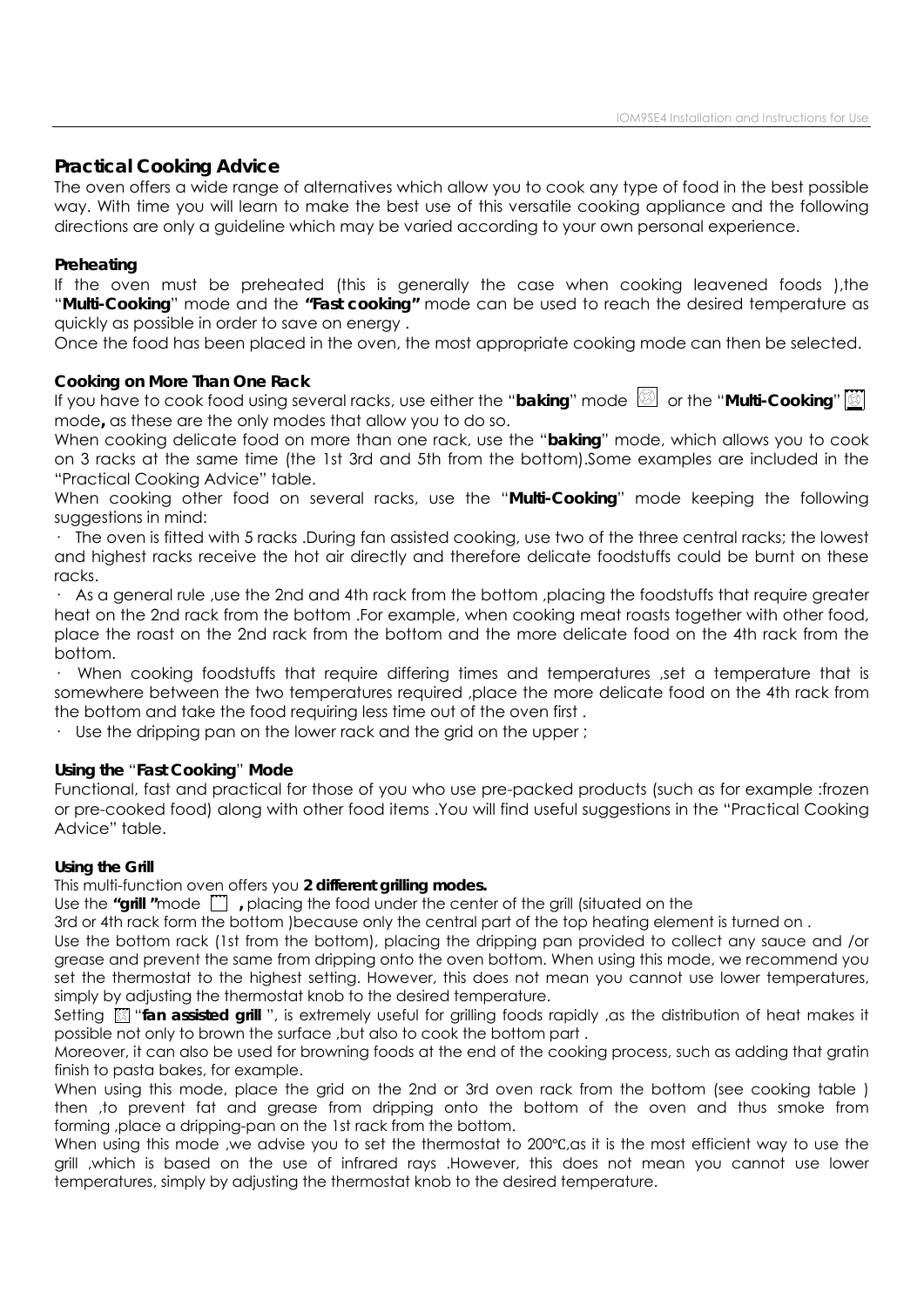## Practical Cooking Advice

The oven offers a wide range of alternatives which allow you to cook any type of food in the best possible way. With time you will learn to make the best use of this versatile cooking appliance and the following directions are only a guideline which may be varied according to your own personal experience.

### Preheating

If the oven must be preheated (this is generally the case when cooking leavened foods ),the "**Multi-Cooking**" mode and the ***"Fast cooking"*** mode can be used to reach the desired temperature as quickly as possible in order to save on energy .

Once the food has been placed in the oven, the most appropriate cooking mode can then be selected.

### Cooking on More Than One Rack

If you have to cook food using several racks, use either the "***baking***" mode or the "**Multi-Cooking**" mode**,** as these are the only modes that allow you to do so.

When cooking delicate food on more than one rack, use the "***baking***" mode, which allows you to cook on 3 racks at the same time (the 1st 3rd and 5th from the bottom).Some examples are included in the "Practical Cooking Advice" table.

When cooking other food on several racks, use the "**Multi-Cooking**" mode keeping the following suggestions in mind:

· The oven is fitted with 5 racks .During fan assisted cooking, use two of the three central racks; the lowest and highest racks receive the hot air directly and therefore delicate foodstuffs could be burnt on these racks.

· As a general rule ,use the 2nd and 4th rack from the bottom ,placing the foodstuffs that require greater heat on the 2nd rack from the bottom .For example, when cooking meat roasts together with other food, place the roast on the 2nd rack from the bottom and the more delicate food on the 4th rack from the bottom.

· When cooking foodstuffs that require differing times and temperatures ,set a temperature that is somewhere between the two temperatures required ,place the more delicate food on the 4th rack from the bottom and take the food requiring less time out of the oven first .

· Use the dripping pan on the lower rack and the grid on the upper ;

### Using the "*Fast Cooking*" Mode

Functional, fast and practical for those of you who use pre-packed products (such as for example :frozen or pre-cooked food) along with other food items .You will find useful suggestions in the "Practical Cooking Advice" table.

### Using the Grill

This multi-function oven offers you **2 different grilling modes.**

Use the ***"grill "***mode **,** placing the food under the center of the grill (situated on the 3rd or 4th rack form the bottom )because only the central part of the top heating element is turned on .

Use the bottom rack (1st from the bottom), placing the dripping pan provided to collect any sauce and /or grease and prevent the same from dripping onto the oven bottom. When using this mode, we recommend you set the thermostat to the highest setting. However, this does not mean you cannot use lower temperatures, simply by adjusting the thermostat knob to the desired temperature.

Setting "***fan assisted grill*** ", is extremely useful for grilling foods rapidly ,as the distribution of heat makes it possible not only to brown the surface ,but also to cook the bottom part .

Moreover, it can also be used for browning foods at the end of the cooking process, such as adding that gratin finish to pasta bakes, for example.

When using this mode, place the grid on the 2nd or 3rd oven rack from the bottom (see cooking table ) then ,to prevent fat and grease from dripping onto the bottom of the oven and thus smoke from forming ,place a dripping-pan on the 1st rack from the bottom.

When using this mode ,we advise you to set the thermostat to 200℃,as it is the most efficient way to use the grill ,which is based on the use of infrared rays .However, this does not mean you cannot use lower temperatures, simply by adjusting the thermostat knob to the desired temperature.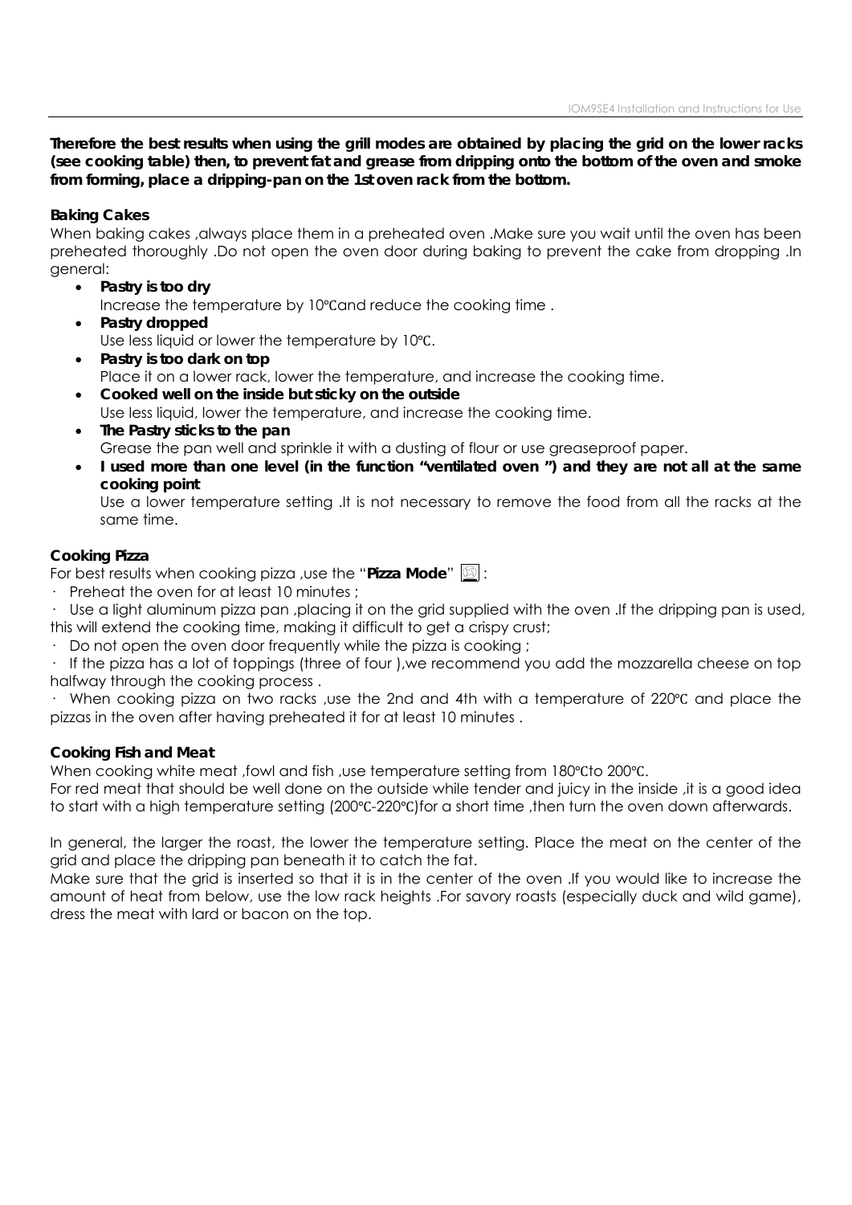**Therefore the best results when using the grill modes are obtained by placing the grid on the lower racks (see cooking table) then, to prevent fat and grease from dripping onto the bottom of the oven and smoke from forming, place a dripping-pan on the 1st oven rack from the bottom.**

**Baking Cakes**

When baking cakes ,always place them in a preheated oven .Make sure you wait until the oven has been preheated thoroughly .Do not open the oven door during baking to prevent the cake from dropping .In general:

- **Pastry is too dry**
  Increase the temperature by 10℃and reduce the cooking time .
- **Pastry dropped**
  Use less liquid or lower the temperature by 10℃.
- **Pastry is too dark on top**
  Place it on a lower rack, lower the temperature, and increase the cooking time.
- **Cooked well on the inside but sticky on the outside**
  Use less liquid, lower the temperature, and increase the cooking time.
- **The Pastry sticks to the pan**
  Grease the pan well and sprinkle it with a dusting of flour or use greaseproof paper.
- **I used more than one level (in the function "ventilated oven ") and they are not all at the same cooking point**
  Use a lower temperature setting .It is not necessary to remove the food from all the racks at the same time.

**Cooking Pizza**

For best results when cooking pizza ,use the "**Pizza Mode**" :

- Preheat the oven for at least 10 minutes ;
- Use a light aluminum pizza pan ,placing it on the grid supplied with the oven .If the dripping pan is used, this will extend the cooking time, making it difficult to get a crispy crust;
- Do not open the oven door frequently while the pizza is cooking ;
- If the pizza has a lot of toppings (three of four ),we recommend you add the mozzarella cheese on top halfway through the cooking process .
- When cooking pizza on two racks ,use the 2nd and 4th with a temperature of 220℃ and place the pizzas in the oven after having preheated it for at least 10 minutes .

**Cooking Fish and Meat**

When cooking white meat ,fowl and fish ,use temperature setting from 180℃to 200℃.

For red meat that should be well done on the outside while tender and juicy in the inside ,it is a good idea to start with a high temperature setting (200℃-220℃)for a short time ,then turn the oven down afterwards.

In general, the larger the roast, the lower the temperature setting. Place the meat on the center of the grid and place the dripping pan beneath it to catch the fat.

Make sure that the grid is inserted so that it is in the center of the oven .If you would like to increase the amount of heat from below, use the low rack heights .For savory roasts (especially duck and wild game), dress the meat with lard or bacon on the top.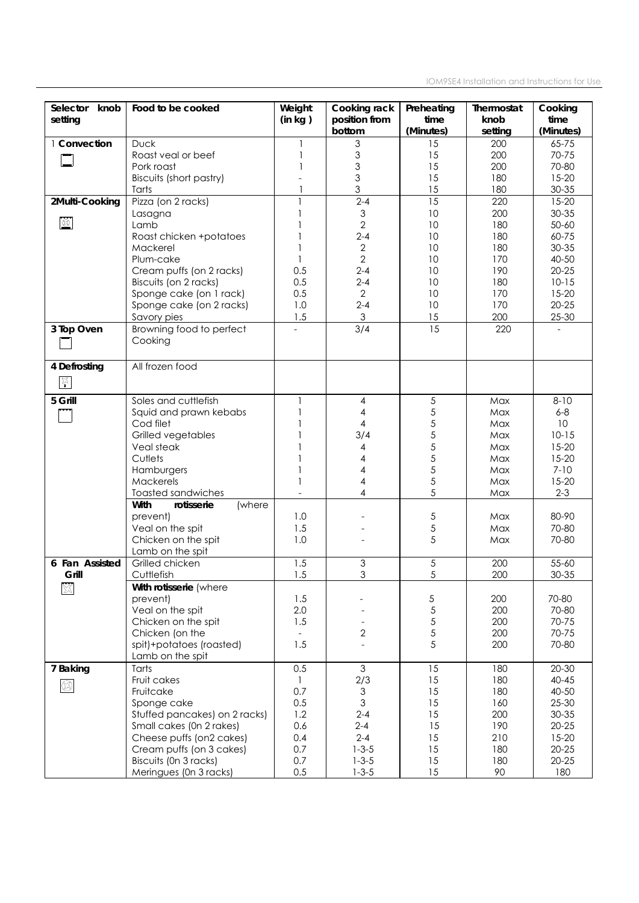| Selector knob setting | Food to be cooked | Weight (in kg ) | Cooking rack position from bottom | Preheating time (Minutes) | Thermostat knob setting | Cooking time (Minutes) |
|---|---|---|---|---|---|---|
| 1 **Convection** | Duck | 1 | 3 | 15 | 200 | 65-75 |
| | Roast veal or beef | 1 | 3 | 15 | 200 | 70-75 |
| | Pork roast | 1 | 3 | 15 | 200 | 70-80 |
| | Biscuits (short pastry) | - | 3 | 15 | 180 | 15-20 |
| | Tarts | 1 | 3 | 15 | 180 | 30-35 |
| **2Multi-Cooking** | Pizza (on 2 racks) | 1 | 2-4 | 15 | 220 | 15-20 |
| | Lasagna | 1 | 3 | 10 | 200 | 30-35 |
| | Lamb | 1 | 2 | 10 | 180 | 50-60 |
| | Roast chicken +potatoes | 1 | 2-4 | 10 | 180 | 60-75 |
| | Mackerel | 1 | 2 | 10 | 180 | 30-35 |
| | Plum-cake | 1 | 2 | 10 | 170 | 40-50 |
| | Cream puffs (on 2 racks) | 0.5 | 2-4 | 10 | 190 | 20-25 |
| | Biscuits (on 2 racks) | 0.5 | 2-4 | 10 | 180 | 10-15 |
| | Sponge cake (on 1 rack) | 0.5 | 2 | 10 | 170 | 15-20 |
| | Sponge cake (on 2 racks) | 1.0 | 2-4 | 10 | 170 | 20-25 |
| | Savory pies | 1.5 | 3 | 15 | 200 | 25-30 |
| **3 Top Oven** | Browning food to perfect Cooking | - | 3/4 | 15 | 220 | - |
| **4 Defrosting** | All frozen food | | | | | |
| **5 Grill** | Soles and cuttlefish | 1 | 4 | 5 | Max | 8-10 |
| | Squid and prawn kebabs | 1 | 4 | 5 | Max | 6-8 |
| | Cod filet | 1 | 4 | 5 | Max | 10 |
| | Grilled vegetables | 1 | 3/4 | 5 | Max | 10-15 |
| | Veal steak | 1 | 4 | 5 | Max | 15-20 |
| | Cutlets | 1 | 4 | 5 | Max | 15-20 |
| | Hamburgers | 1 | 4 | 5 | Max | 7-10 |
| | Mackerels | 1 | 4 | 5 | Max | 15-20 |
| | Toasted sandwiches | - | 4 | 5 | Max | 2-3 |
| | **With rotisserie** (where prevent) | 1.0 | - | 5 | Max | 80-90 |
| | Veal on the spit | 1.5 | - | 5 | Max | 70-80 |
| | Chicken on the spit | 1.0 | - | 5 | Max | 70-80 |
| | Lamb on the spit | | | | | |
| **6 Fan Assisted Grill** | Grilled chicken | 1.5 | 3 | 5 | 200 | 55-60 |
| | Cuttlefish | 1.5 | 3 | 5 | 200 | 30-35 |
| | **With rotisserie** (where prevent) | 1.5 | - | 5 | 200 | 70-80 |
| | Veal on the spit | 2.0 | - | 5 | 200 | 70-80 |
| | Chicken on the spit | 1.5 | - | 5 | 200 | 70-75 |
| | Chicken (on the | - | 2 | 5 | 200 | 70-75 |
| | spit)+potatoes (roasted) | 1.5 | - | 5 | 200 | 70-80 |
| | Lamb on the spit | | | | | |
| **7 Baking** | Tarts | 0.5 | 3 | 15 | 180 | 20-30 |
| | Fruit cakes | 1 | 2/3 | 15 | 180 | 40-45 |
| | Fruitcake | 0.7 | 3 | 15 | 180 | 40-50 |
| | Sponge cake | 0.5 | 3 | 15 | 160 | 25-30 |
| | Stuffed pancakes) on 2 racks) | 1.2 | 2-4 | 15 | 200 | 30-35 |
| | Small cakes (0n 2 rakes) | 0.6 | 2-4 | 15 | 190 | 20-25 |
| | Cheese puffs (on2 cakes) | 0.4 | 2-4 | 15 | 210 | 15-20 |
| | Cream puffs (on 3 cakes) | 0.7 | 1-3-5 | 15 | 180 | 20-25 |
| | Biscuits (0n 3 racks) | 0.7 | 1-3-5 | 15 | 180 | 20-25 |
| | Meringues (0n 3 racks) | 0.5 | 1-3-5 | 15 | 90 | 180 |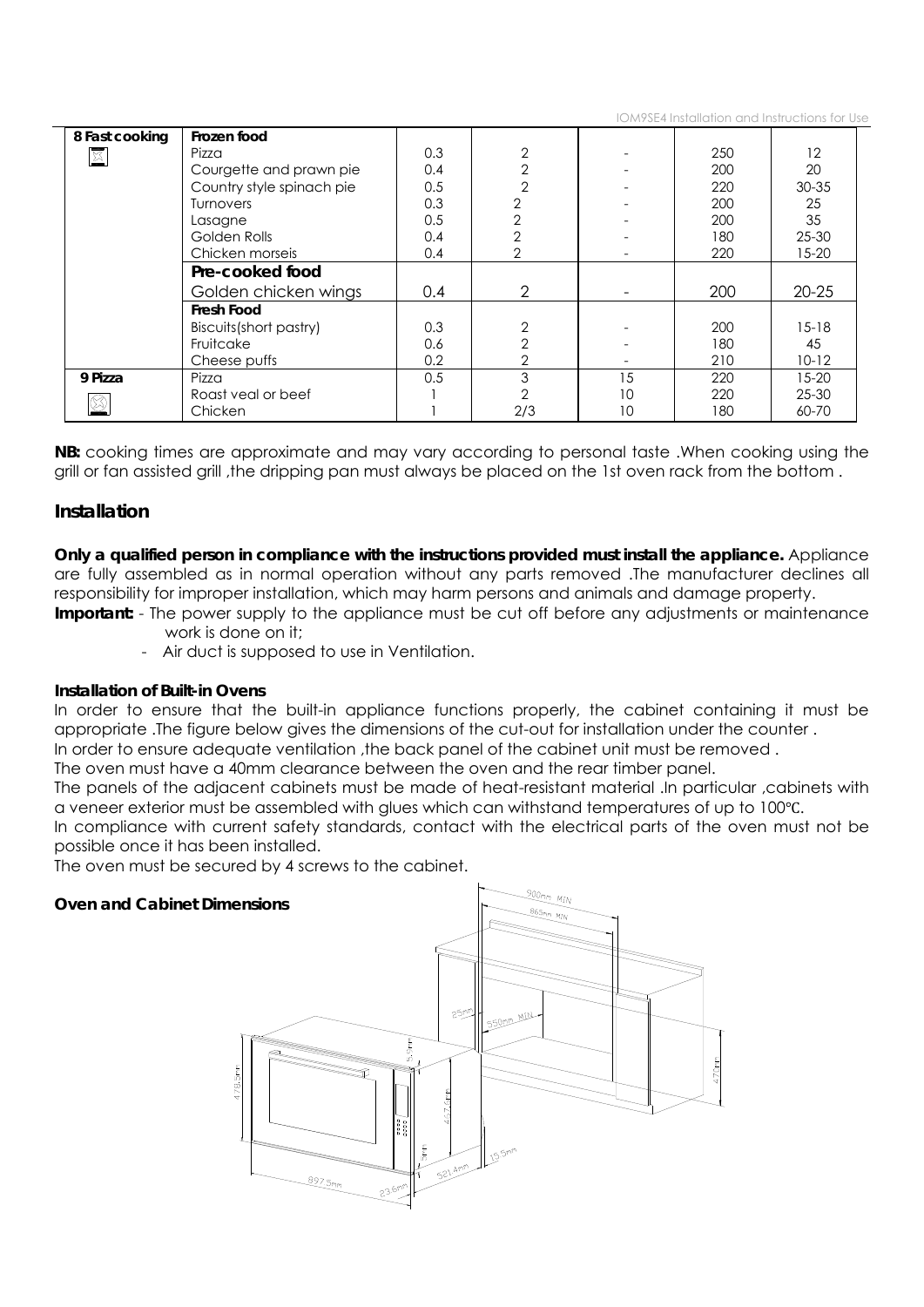| 8 Fast cooking | Frozen food | | | | | |
|---|---|---|---|---|---|---|
| | Pizza | 0.3 | 2 | - | 250 | 12 |
| | Courgette and prawn pie | 0.4 | 2 | - | 200 | 20 |
| | Country style spinach pie | 0.5 | 2 | - | 220 | 30-35 |
| | Turnovers | 0.3 | 2 | - | 200 | 25 |
| | Lasagne | 0.5 | 2 | - | 200 | 35 |
| | Golden Rolls | 0.4 | 2 | - | 180 | 25-30 |
| | Chicken morseis | 0.4 | 2 | - | 220 | 15-20 |
| | **Pre-cooked food** | | | | | |
| | Golden chicken wings | 0.4 | 2 | - | 200 | 20-25 |
| | **Fresh Food** | | | | | |
| | Biscuits(short pastry) | 0.3 | 2 | - | 200 | 15-18 |
| | Fruitcake | 0.6 | 2 | - | 180 | 45 |
| | Cheese puffs | 0.2 | 2 | - | 210 | 10-12 |
| **9 Pizza** | Pizza | 0.5 | 3 | 15 | 220 | 15-20 |
| | Roast veal or beef | 1 | 2 | 10 | 220 | 25-30 |
| | Chicken | 1 | 2/3 | 10 | 180 | 60-70 |

**NB:** cooking times are approximate and may vary according to personal taste .When cooking using the grill or fan assisted grill ,the dripping pan must always be placed on the 1st oven rack from the bottom .

## Installation

**Only a qualified person in compliance with the instructions provided must install the appliance.** Appliance are fully assembled as in normal operation without any parts removed .The manufacturer declines all responsibility for improper installation, which may harm persons and animals and damage property.

**Important:** - The power supply to the appliance must be cut off before any adjustments or maintenance work is done on it;

- Air duct is supposed to use in Ventilation.

### Installation of Built-in Ovens

In order to ensure that the built-in appliance functions properly, the cabinet containing it must be appropriate .The figure below gives the dimensions of the cut-out for installation under the counter .

In order to ensure adequate ventilation ,the back panel of the cabinet unit must be removed .

The oven must have a 40mm clearance between the oven and the rear timber panel.

The panels of the adjacent cabinets must be made of heat-resistant material .In particular ,cabinets with a veneer exterior must be assembled with glues which can withstand temperatures of up to 100℃.

In compliance with current safety standards, contact with the electrical parts of the oven must not be possible once it has been installed.

The oven must be secured by 4 screws to the cabinet.

### Oven and Cabinet Dimensions

900mm MIN
865mm MIN
25mm
550mm MIN
470mm
478.5mm
5.5mm
447.5mm
5mm
521.4mm
15.5mm
897.5mm
23.6mm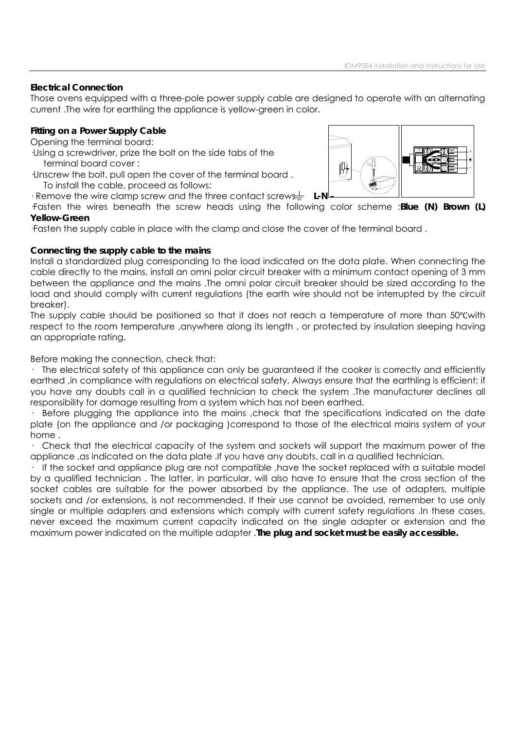**Electrical Connection**

Those ovens equipped with a three-pole power supply cable are designed to operate with an alternating current .The wire for earthling the appliance is yellow-green in color.

**Fitting on a Power Supply Cable**

Opening the terminal board:

·Using a screwdriver, prize the bolt on the side tabs of the terminal board cover ;

·Unscrew the bolt, pull open the cover of the terminal board . To install the cable, proceed as follows:

· Remove the wire clamp screw and the three contact screws ⏚ **L-N**

·Fasten the wires beneath the screw heads using the following color scheme :**Blue (N) Brown (L) Yellow-Green**

·Fasten the supply cable in place with the clamp and close the cover of the terminal board .

**Connecting the supply cable to the mains**

Install a standardized plug corresponding to the load indicated on the data plate. When connecting the cable directly to the mains, install an omni polar circuit breaker with a minimum contact opening of 3 mm between the appliance and the mains .The omni polar circuit breaker should be sized according to the load and should comply with current regulations (the earth wire should not be interrupted by the circuit breaker).

The supply cable should be positioned so that it does not reach a temperature of more than 50℃with respect to the room temperature ,anywhere along its length , or protected by insulation sleeping having an appropriate rating.

Before making the connection, check that:

· The electrical safety of this appliance can only be guaranteed if the cooker is correctly and efficiently earthed ,in compliance with regulations on electrical safety. Always ensure that the earthling is efficient; if you have any doubts call in a qualified technician to check the system .The manufacturer declines all responsibility for damage resulting from a system which has not been earthed.

· Before plugging the appliance into the mains ,check that the specifications indicated on the date plate (on the appliance and /or packaging )correspond to those of the electrical mains system of your home .

· Check that the electrical capacity of the system and sockets will support the maximum power of the appliance ,as indicated on the data plate .If you have any doubts, call in a qualified technician.

· If the socket and appliance plug are not compatible ,have the socket replaced with a suitable model by a qualified technician . The latter, in particular, will also have to ensure that the cross section of the socket cables are suitable for the power absorbed by the appliance. The use of adapters, multiple sockets and /or extensions, is not recommended. If their use cannot be avoided, remember to use only single or multiple adapters and extensions which comply with current safety regulations .In these cases, never exceed the maximum current capacity indicated on the single adapter or extension and the maximum power indicated on the multiple adapter .**The plug and socket must be easily accessible.**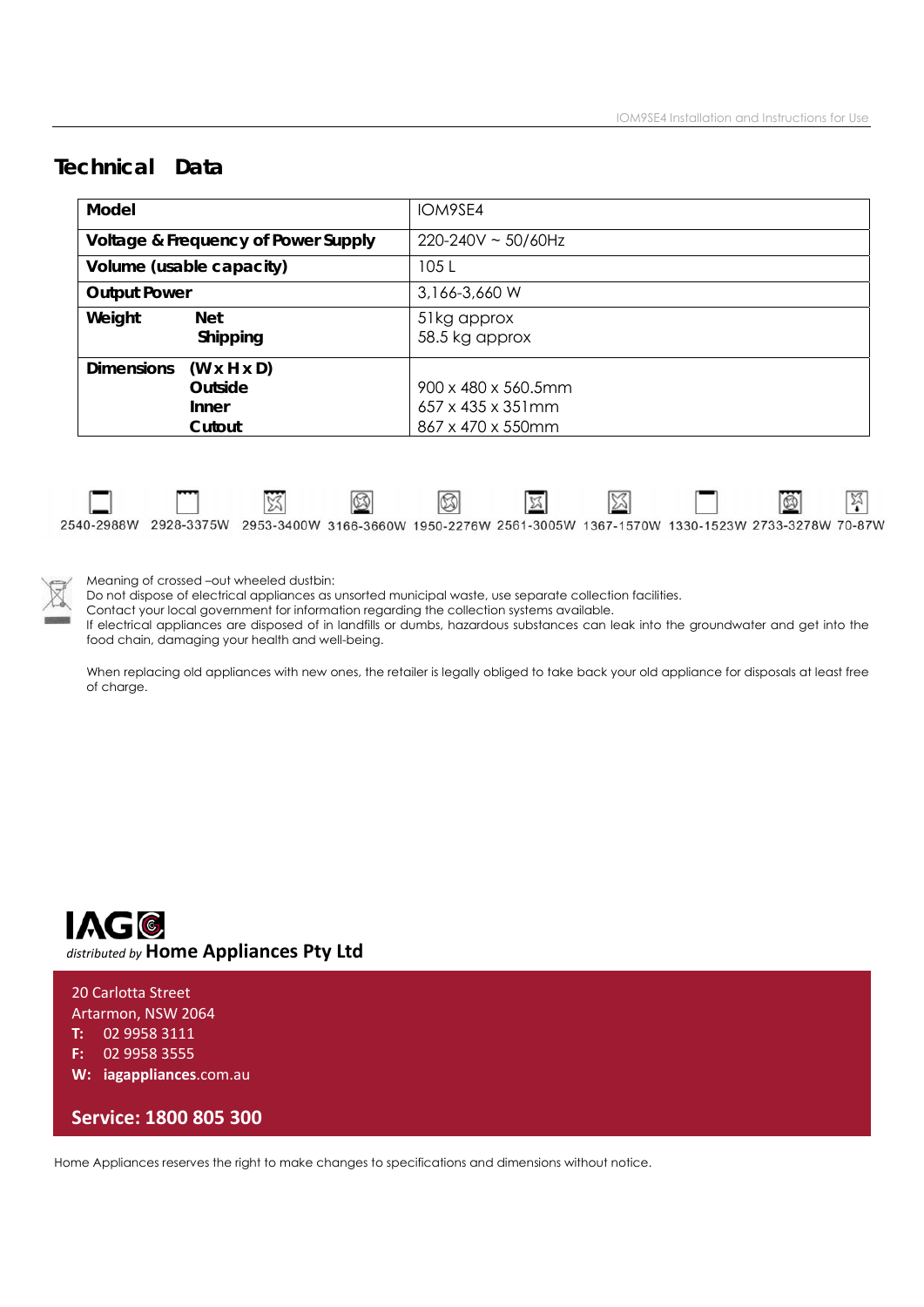## Technical Data

| | |
|---|---|
| **Model** | IOM9SE4 |
| **Voltage & Frequency of Power Supply** | 220-240V ~ 50/60Hz |
| **Volume (usable capacity)** | 105 L |
| **Output Power** | 3,166-3,660 W |
| **Weight** **Net** **Shipping** | 51kg approx<br>58.5 kg approx |
| **Dimensions** **(W x H x D)** **Outside** **Inner** **Cutout** | 900 x 480 x 560.5mm<br>657 x 435 x 351mm<br>867 x 470 x 550mm |

2540-2988W 2928-3375W 2953-3400W 3166-3660W 1950-2276W 2561-3005W 1367-1570W 1330-1523W 2733-3278W 70-87W

Meaning of crossed –out wheeled dustbin:
Do not dispose of electrical appliances as unsorted municipal waste, use separate collection facilities.
Contact your local government for information regarding the collection systems available.
If electrical appliances are disposed of in landfills or dumbs, hazardous substances can leak into the groundwater and get into the food chain, damaging your health and well-being.

When replacing old appliances with new ones, the retailer is legally obliged to take back your old appliance for disposals at least free of charge.

IAG
*distributed by* **Home Appliances Pty Ltd**

20 Carlotta Street
Artarmon, NSW 2064
**T:** 02 9958 3111
**F:** 02 9958 3555
**W:** **iagappliances**.com.au

**Service: 1800 805 300**

Home Appliances reserves the right to make changes to specifications and dimensions without notice.